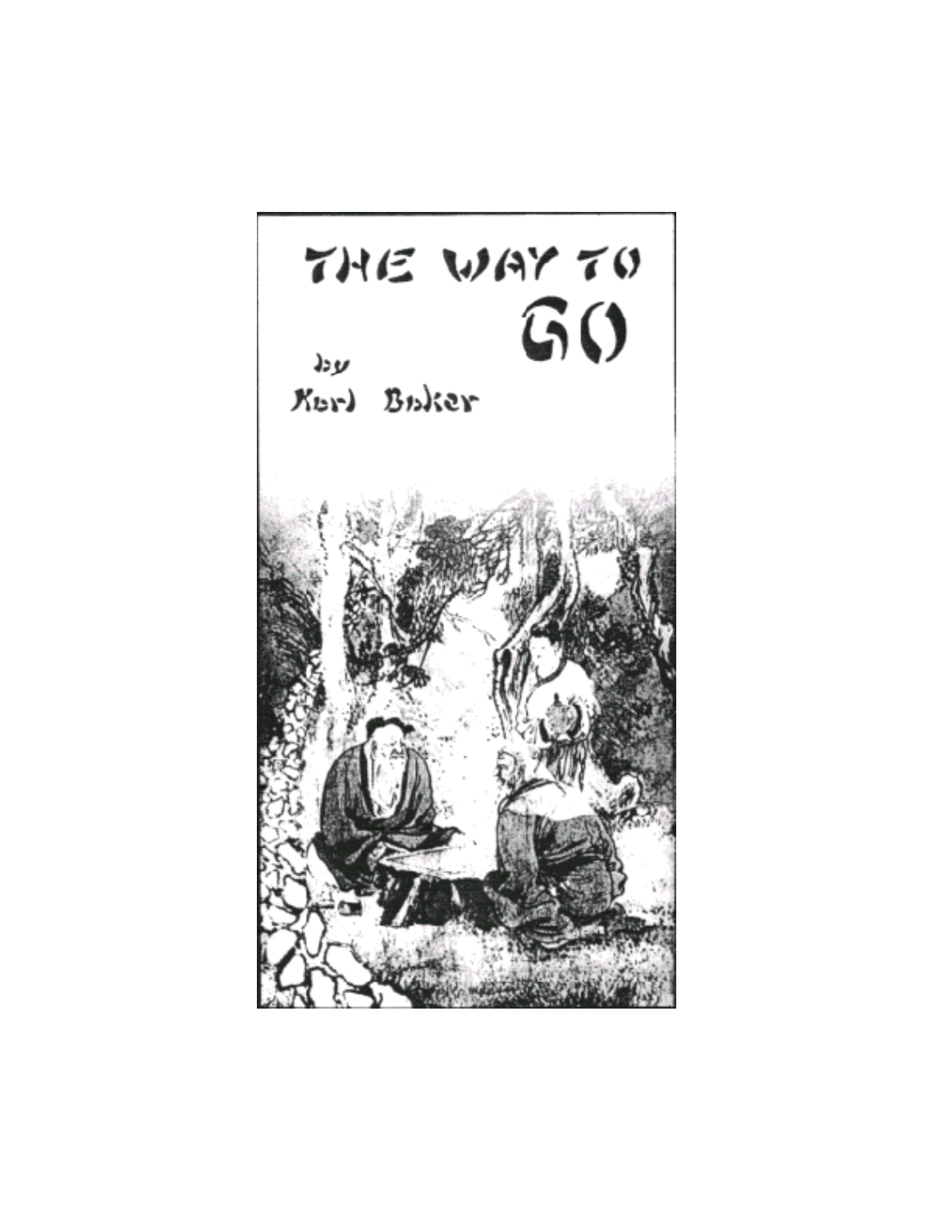# THE WAY TO GO

by

Karl Baker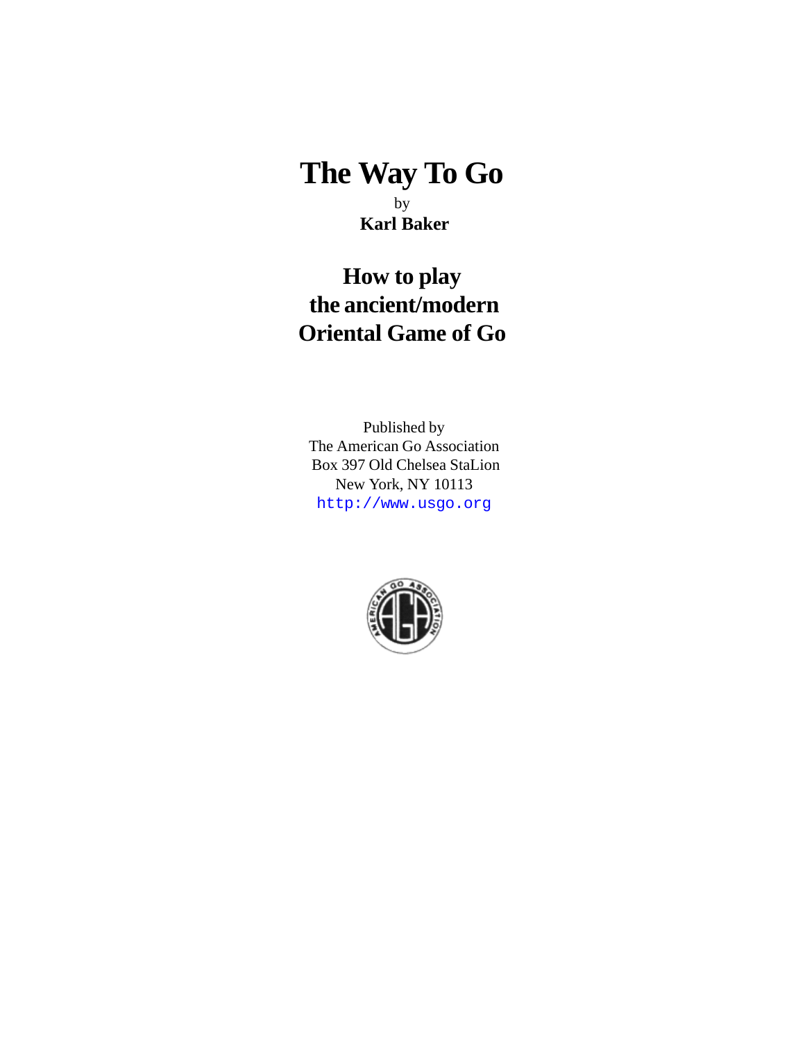# The Way To Go

by

**Karl Baker**

## How to play the ancient/modern Oriental Game of Go

Published by
The American Go Association
Box 397 Old Chelsea StaLion
New York, NY 10113
http://www.usgo.org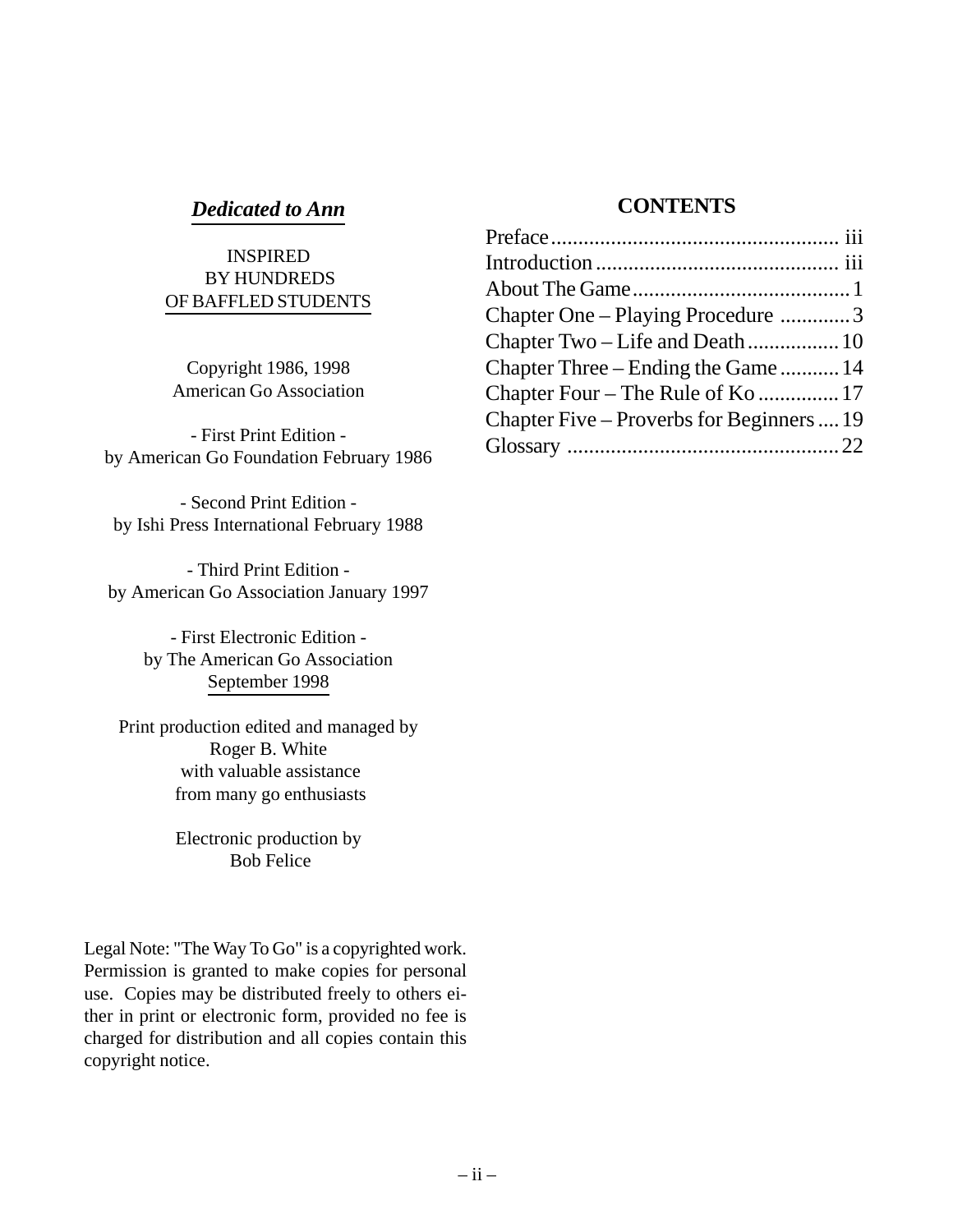***Dedicated to Ann***

INSPIRED
BY HUNDREDS
OF BAFFLED STUDENTS

Copyright 1986, 1998
American Go Association

\- First Print Edition -
by American Go Foundation February 1986

\- Second Print Edition -
by Ishi Press International February 1988

\- Third Print Edition -
by American Go Association January 1997

\- First Electronic Edition -
by The American Go Association
September 1998

Print production edited and managed by
Roger B. White
with valuable assistance
from many go enthusiasts

Electronic production by
Bob Felice

Legal Note: "The Way To Go" is a copyrighted work. Permission is granted to make copies for personal use. Copies may be distributed freely to others either in print or electronic form, provided no fee is charged for distribution and all copies contain this copyright notice.

## CONTENTS

| | |
|---|---|
| Preface | iii |
| Introduction | iii |
| About The Game | 1 |
| Chapter One – Playing Procedure | 3 |
| Chapter Two – Life and Death | 10 |
| Chapter Three – Ending the Game | 14 |
| Chapter Four – The Rule of Ko | 17 |
| Chapter Five – Proverbs for Beginners | 19 |
| Glossary | 22 |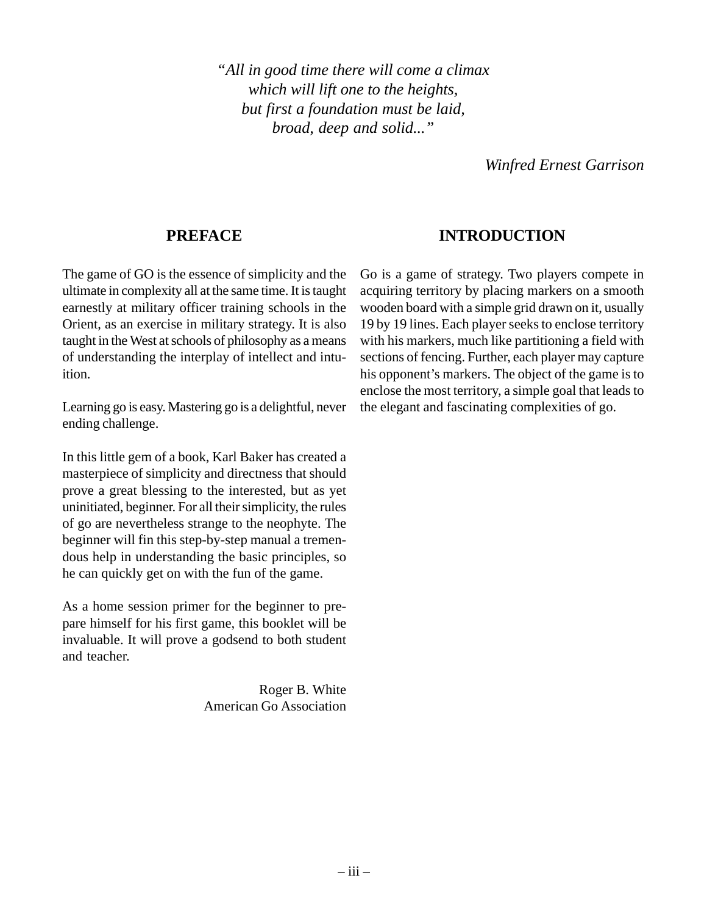*"All in good time there will come a climax*
*which will lift one to the heights,*
*but first a foundation must be laid,*
*broad, deep and solid..."*

*Winfred Ernest Garrison*

## PREFACE

The game of GO is the essence of simplicity and the ultimate in complexity all at the same time. It is taught earnestly at military officer training schools in the Orient, as an exercise in military strategy. It is also taught in the West at schools of philosophy as a means of understanding the interplay of intellect and intuition.

Learning go is easy. Mastering go is a delightful, never ending challenge.

In this little gem of a book, Karl Baker has created a masterpiece of simplicity and directness that should prove a great blessing to the interested, but as yet uninitiated, beginner. For all their simplicity, the rules of go are nevertheless strange to the neophyte. The beginner will fin this step-by-step manual a tremendous help in understanding the basic principles, so he can quickly get on with the fun of the game.

As a home session primer for the beginner to prepare himself for his first game, this booklet will be invaluable. It will prove a godsend to both student and teacher.

Roger B. White
American Go Association

## INTRODUCTION

Go is a game of strategy. Two players compete in acquiring territory by placing markers on a smooth wooden board with a simple grid drawn on it, usually 19 by 19 lines. Each player seeks to enclose territory with his markers, much like partitioning a field with sections of fencing. Further, each player may capture his opponent's markers. The object of the game is to enclose the most territory, a simple goal that leads to the elegant and fascinating complexities of go.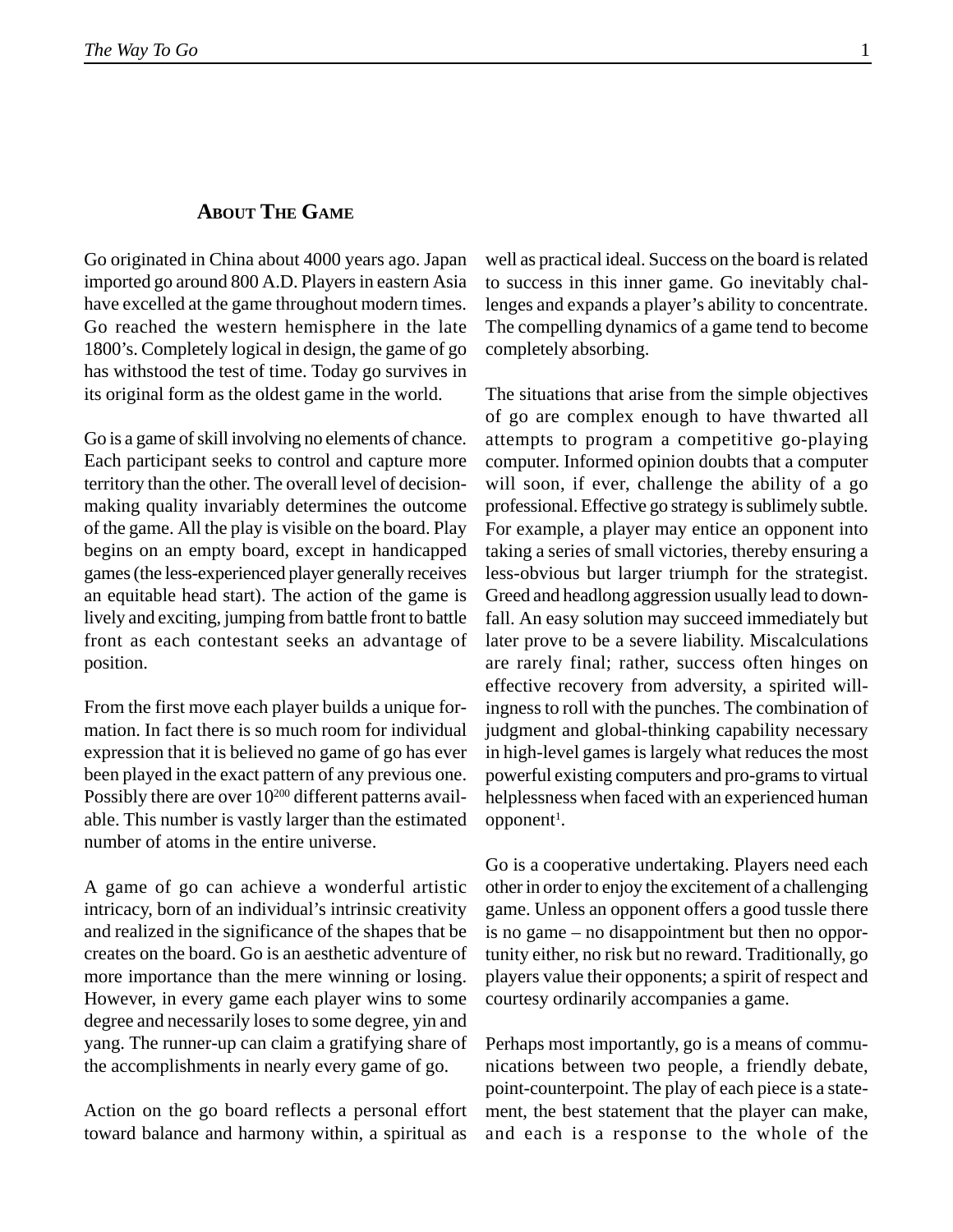## About The Game

Go originated in China about 4000 years ago. Japan imported go around 800 A.D. Players in eastern Asia have excelled at the game throughout modern times. Go reached the western hemisphere in the late 1800's. Completely logical in design, the game of go has withstood the test of time. Today go survives in its original form as the oldest game in the world.

Go is a game of skill involving no elements of chance. Each participant seeks to control and capture more territory than the other. The overall level of decision-making quality invariably determines the outcome of the game. All the play is visible on the board. Play begins on an empty board, except in handicapped games (the less-experienced player generally receives an equitable head start). The action of the game is lively and exciting, jumping from battle front to battle front as each contestant seeks an advantage of position.

From the first move each player builds a unique formation. In fact there is so much room for individual expression that it is believed no game of go has ever been played in the exact pattern of any previous one. Possibly there are over $10^{200}$ different patterns available. This number is vastly larger than the estimated number of atoms in the entire universe.

A game of go can achieve a wonderful artistic intricacy, born of an individual's intrinsic creativity and realized in the significance of the shapes that be creates on the board. Go is an aesthetic adventure of more importance than the mere winning or losing. However, in every game each player wins to some degree and necessarily loses to some degree, yin and yang. The runner-up can claim a gratifying share of the accomplishments in nearly every game of go.

Action on the go board reflects a personal effort toward balance and harmony within, a spiritual as well as practical ideal. Success on the board is related to success in this inner game. Go inevitably challenges and expands a player's ability to concentrate. The compelling dynamics of a game tend to become completely absorbing.

The situations that arise from the simple objectives of go are complex enough to have thwarted all attempts to program a competitive go-playing computer. Informed opinion doubts that a computer will soon, if ever, challenge the ability of a go professional. Effective go strategy is sublimely subtle. For example, a player may entice an opponent into taking a series of small victories, thereby ensuring a less-obvious but larger triumph for the strategist. Greed and headlong aggression usually lead to downfall. An easy solution may succeed immediately but later prove to be a severe liability. Miscalculations are rarely final; rather, success often hinges on effective recovery from adversity, a spirited willingness to roll with the punches. The combination of judgment and global-thinking capability necessary in high-level games is largely what reduces the most powerful existing computers and pro-grams to virtual helplessness when faced with an experienced human opponent[1].

Go is a cooperative undertaking. Players need each other in order to enjoy the excitement of a challenging game. Unless an opponent offers a good tussle there is no game – no disappointment but then no opportunity either, no risk but no reward. Traditionally, go players value their opponents; a spirit of respect and courtesy ordinarily accompanies a game.

Perhaps most importantly, go is a means of communications between two people, a friendly debate, point-counterpoint. The play of each piece is a statement, the best statement that the player can make, and each is a response to the whole of the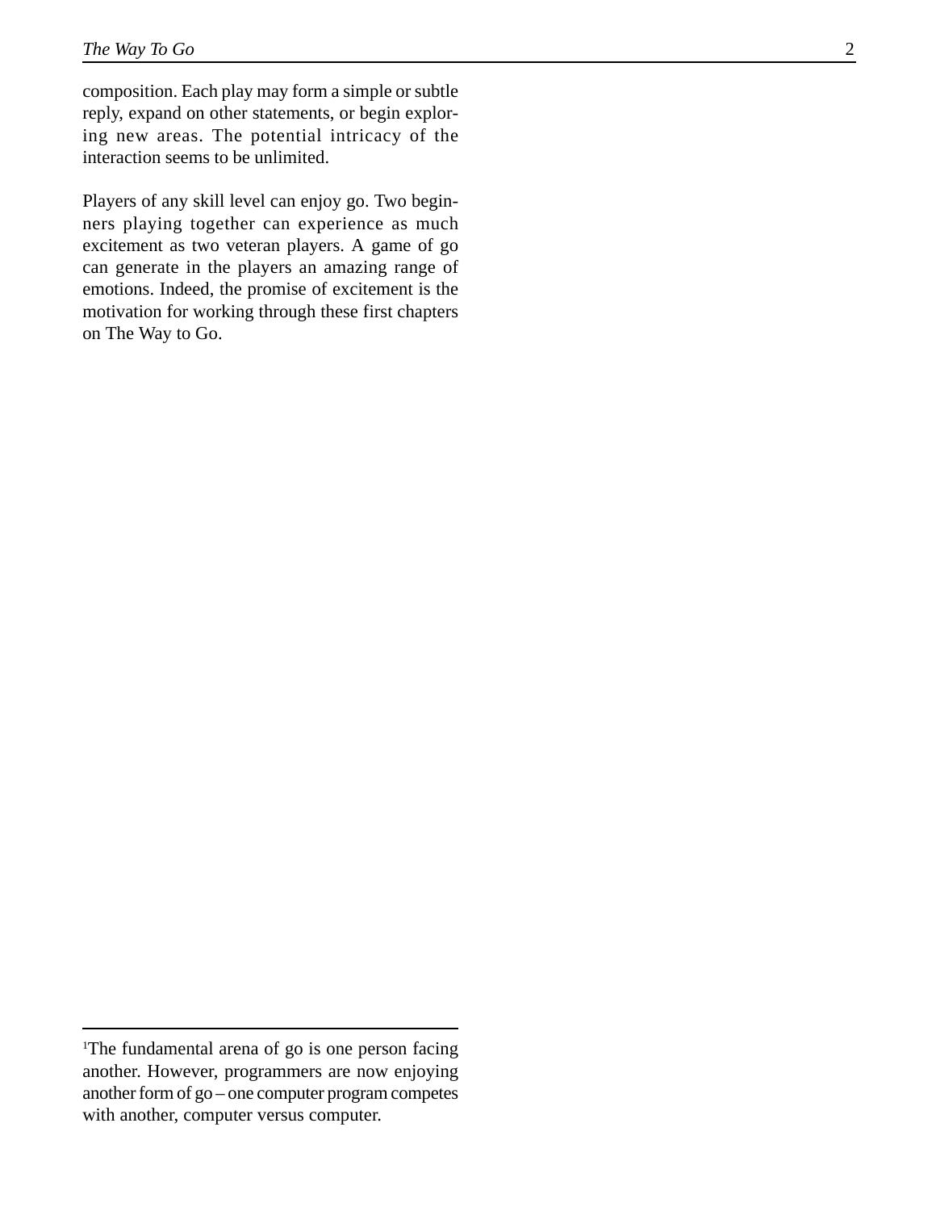composition. Each play may form a simple or subtle reply, expand on other statements, or begin exploring new areas. The potential intricacy of the interaction seems to be unlimited.

Players of any skill level can enjoy go. Two beginners playing together can experience as much excitement as two veteran players. A game of go can generate in the players an amazing range of emotions. Indeed, the promise of excitement is the motivation for working through these first chapters on The Way to Go.

---

[1]The fundamental arena of go is one person facing another. However, programmers are now enjoying another form of go – one computer program competes with another, computer versus computer.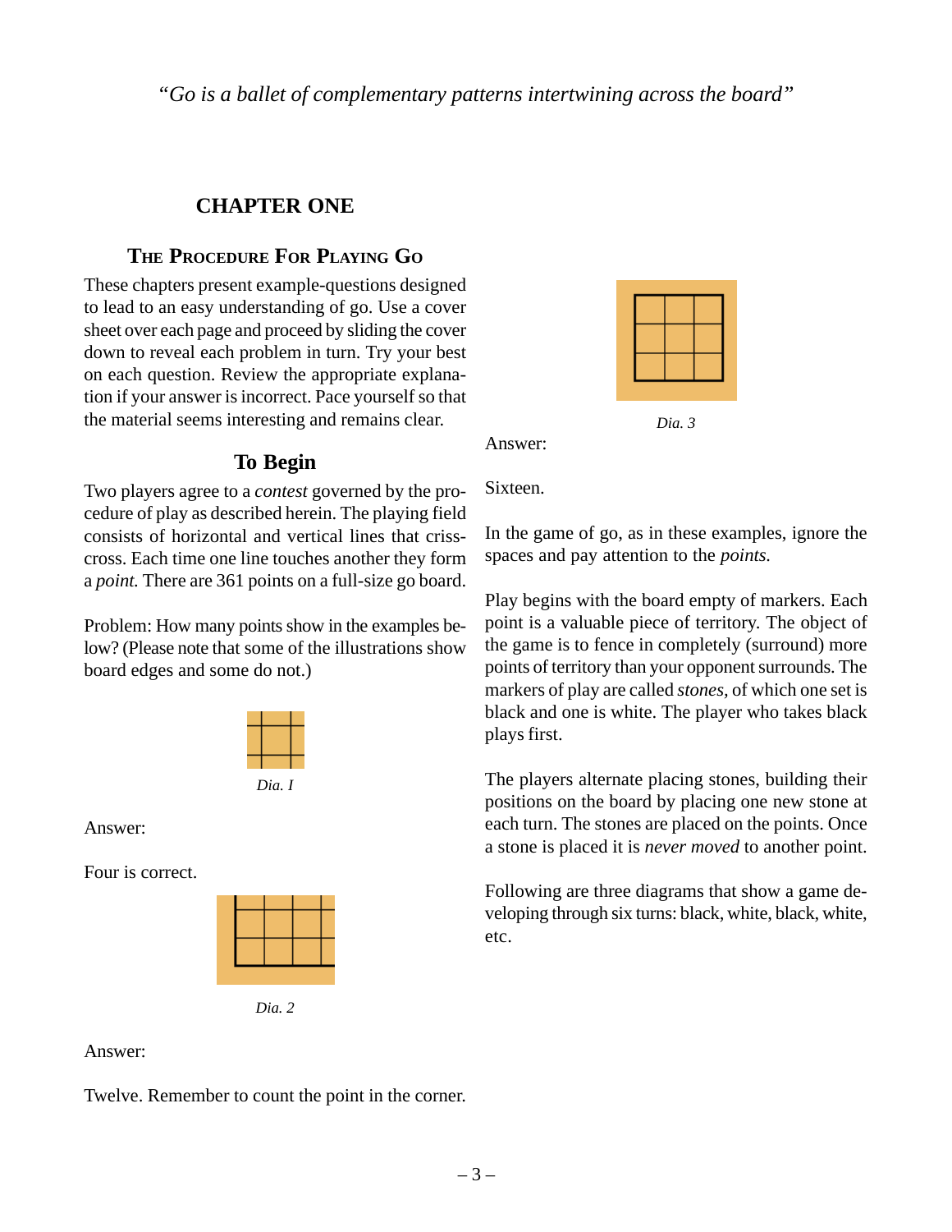*"Go is a ballet of complementary patterns intertwining across the board"*

## CHAPTER ONE

### The Procedure For Playing Go

These chapters present example-questions designed to lead to an easy understanding of go. Use a cover sheet over each page and proceed by sliding the cover down to reveal each problem in turn. Try your best on each question. Review the appropriate explanation if your answer is incorrect. Pace yourself so that the material seems interesting and remains clear.

### To Begin

Two players agree to a *contest* governed by the procedure of play as described herein. The playing field consists of horizontal and vertical lines that crisscross. Each time one line touches another they form a *point.* There are 361 points on a full-size go board.

Problem: How many points show in the examples below? (Please note that some of the illustrations show board edges and some do not.)

*Dia. 1*

Answer:

Four is correct.

*Dia. 2*

Answer:

Twelve. Remember to count the point in the corner.

*Dia. 3*

Answer:

Sixteen.

In the game of go, as in these examples, ignore the spaces and pay attention to the *points.*

Play begins with the board empty of markers. Each point is a valuable piece of territory. The object of the game is to fence in completely (surround) more points of territory than your opponent surrounds. The markers of play are called *stones,* of which one set is black and one is white. The player who takes black plays first.

The players alternate placing stones, building their positions on the board by placing one new stone at each turn. The stones are placed on the points. Once a stone is placed it is *never moved* to another point.

Following are three diagrams that show a game developing through six turns: black, white, black, white, etc.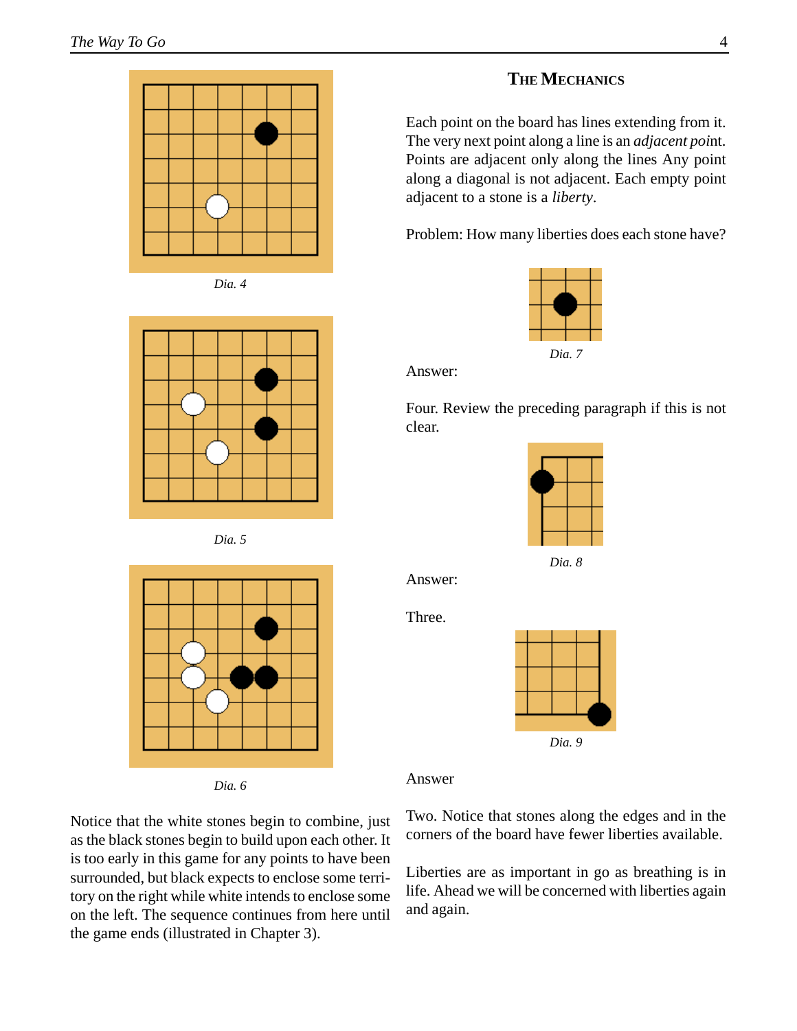Dia. 4

Dia. 5

Dia. 6

Notice that the white stones begin to combine, just as the black stones begin to build upon each other. It is too early in this game for any points to have been surrounded, but black expects to enclose some territory on the right while white intends to enclose some on the left. The sequence continues from here until the game ends (illustrated in Chapter 3).

## The Mechanics

Each point on the board has lines extending from it. The very next point along a line is an *adjacent point*. Points are adjacent only along the lines Any point along a diagonal is not adjacent. Each empty point adjacent to a stone is a *liberty*.

Problem: How many liberties does each stone have?

Dia. 7

Answer:

Four. Review the preceding paragraph if this is not clear.

Dia. 8

Answer:

Three.

Dia. 9

Answer

Two. Notice that stones along the edges and in the corners of the board have fewer liberties available.

Liberties are as important in go as breathing is in life. Ahead we will be concerned with liberties again and again.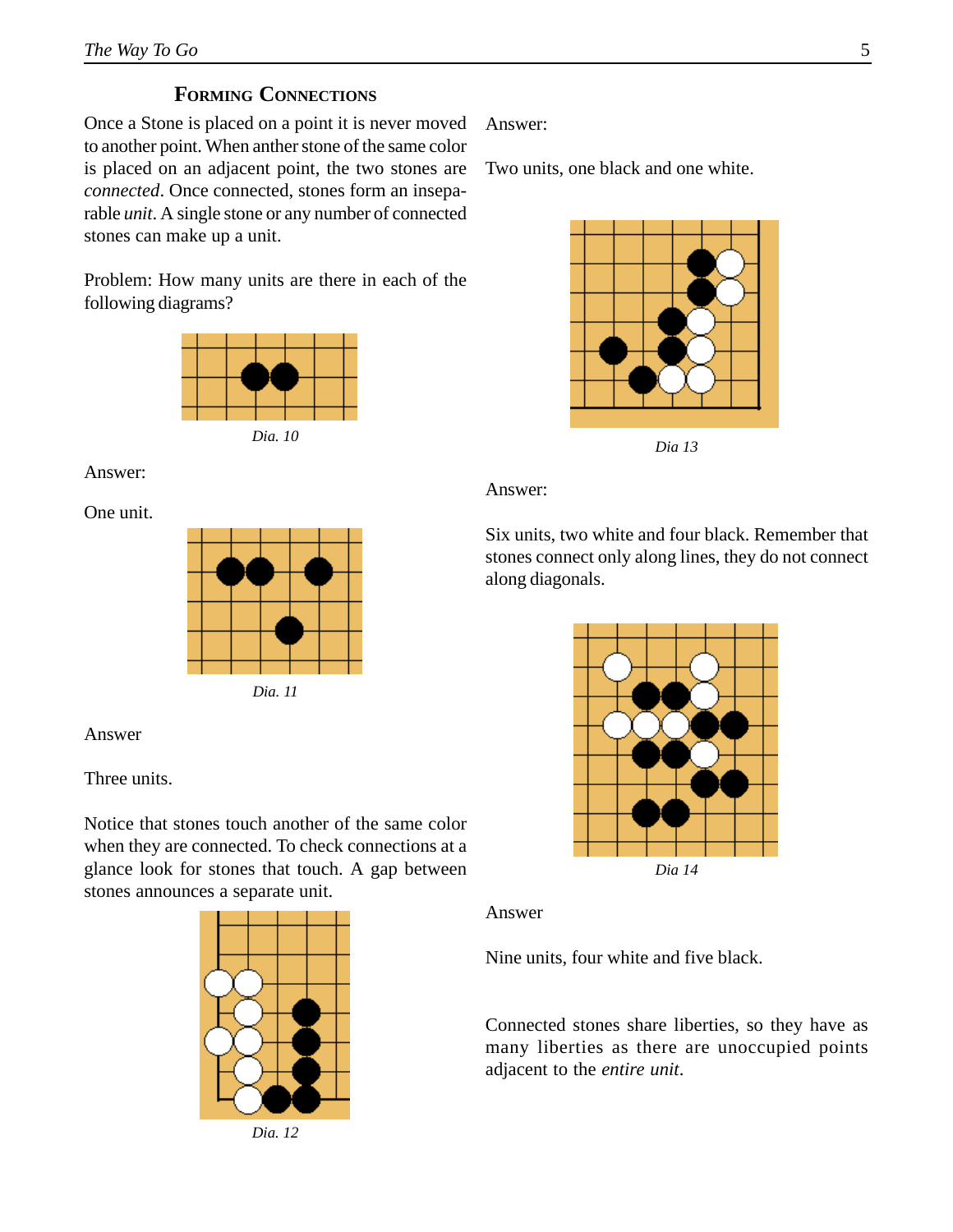## Forming Connections

Once a Stone is placed on a point it is never moved to another point. When anther stone of the same color is placed on an adjacent point, the two stones are *connected*. Once connected, stones form an inseparable *unit*. A single stone or any number of connected stones can make up a unit.

Problem: How many units are there in each of the following diagrams?

*Dia. 10*

Answer:

One unit.

*Dia. 11*

Answer

Three units.

Notice that stones touch another of the same color when they are connected. To check connections at a glance look for stones that touch. A gap between stones announces a separate unit.

*Dia. 12*

Answer:

Two units, one black and one white.

*Dia 13*

Answer:

Six units, two white and four black. Remember that stones connect only along lines, they do not connect along diagonals.

*Dia 14*

Answer

Nine units, four white and five black.

Connected stones share liberties, so they have as many liberties as there are unoccupied points adjacent to the *entire unit*.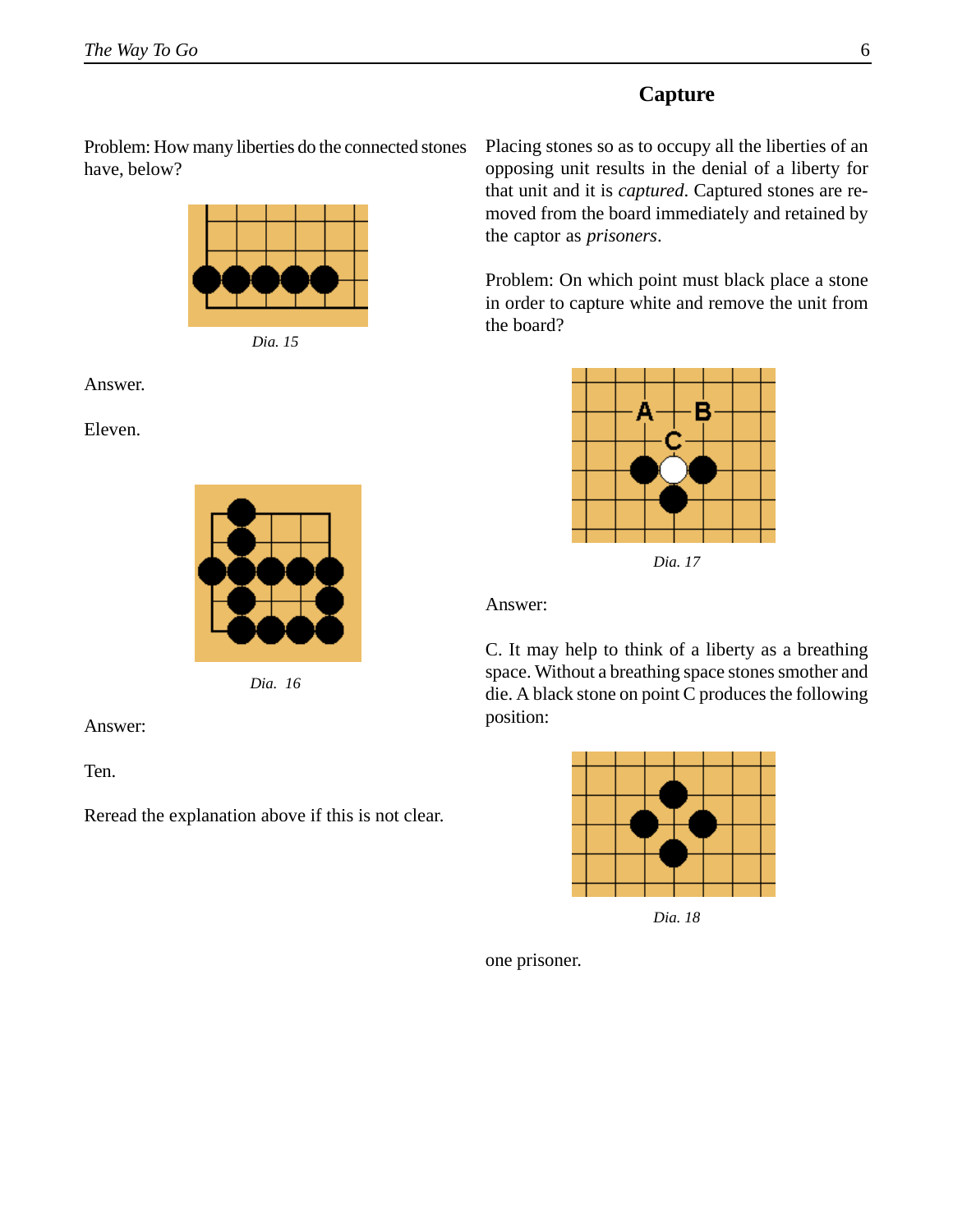Problem: How many liberties do the connected stones have, below?

*Dia. 15*

Answer.

Eleven.

*Dia. 16*

Answer:

Ten.

Reread the explanation above if this is not clear.

## Capture

Placing stones so as to occupy all the liberties of an opposing unit results in the denial of a liberty for that unit and it is *captured*. Captured stones are removed from the board immediately and retained by the captor as *prisoners*.

Problem: On which point must black place a stone in order to capture white and remove the unit from the board?

*Dia. 17*

Answer:

C. It may help to think of a liberty as a breathing space. Without a breathing space stones smother and die. A black stone on point C produces the following position:

*Dia. 18*

one prisoner.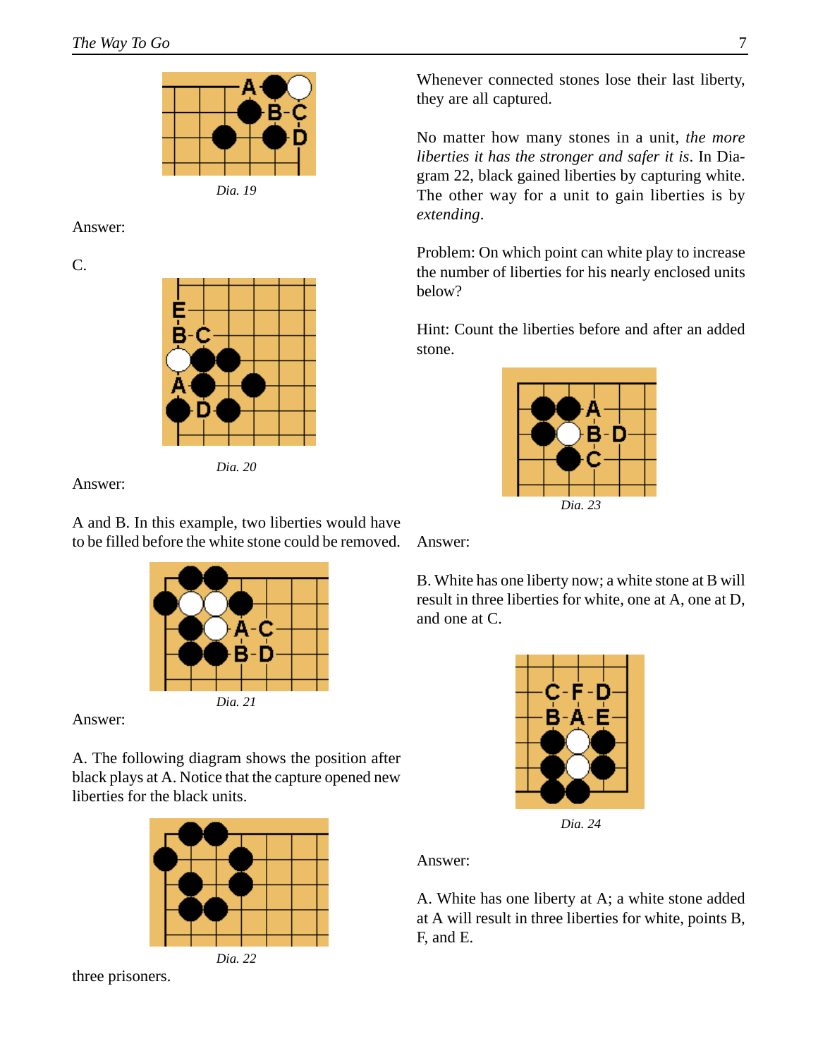Dia. 19

Answer:

C.

Dia. 20

Answer:

A and B. In this example, two liberties would have to be filled before the white stone could be removed.

Dia. 21

Answer:

A. The following diagram shows the position after black plays at A. Notice that the capture opened new liberties for the black units.

Dia. 22

three prisoners.

Whenever connected stones lose their last liberty, they are all captured.

No matter how many stones in a unit, *the more liberties it has the stronger and safer it is*. In Diagram 22, black gained liberties by capturing white. The other way for a unit to gain liberties is by *extending*.

Problem: On which point can white play to increase the number of liberties for his nearly enclosed units below?

Hint: Count the liberties before and after an added stone.

Dia. 23

Answer:

B. White has one liberty now; a white stone at B will result in three liberties for white, one at A, one at D, and one at C.

Dia. 24

Answer:

A. White has one liberty at A; a white stone added at A will result in three liberties for white, points B, F, and E.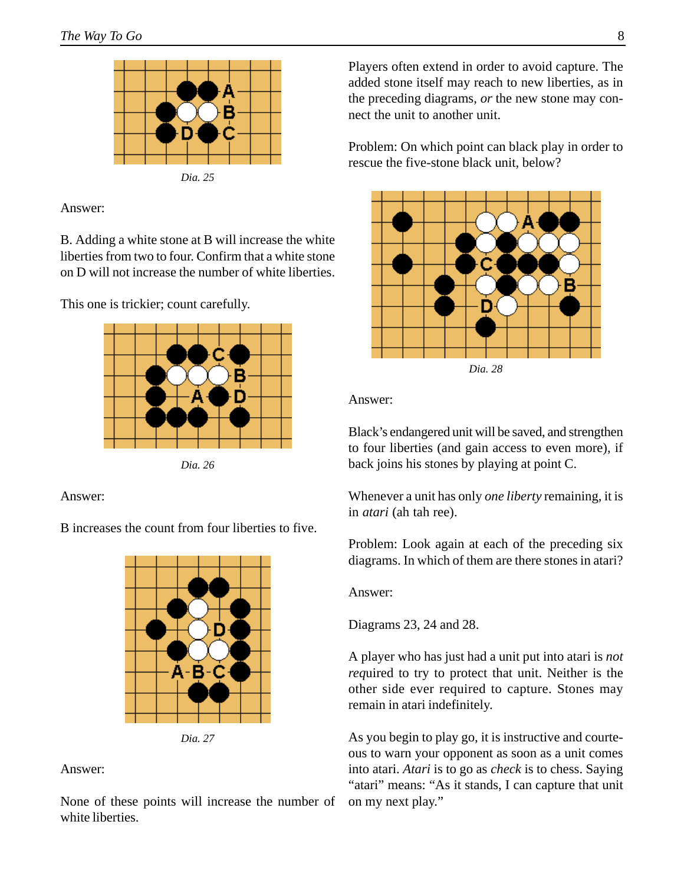Dia. 25

Answer:

B. Adding a white stone at B will increase the white liberties from two to four. Confirm that a white stone on D will not increase the number of white liberties.

This one is trickier; count carefully.

Dia. 26

Answer:

B increases the count from four liberties to five.

Dia. 27

Answer:

None of these points will increase the number of white liberties.

Players often extend in order to avoid capture. The added stone itself may reach to new liberties, as in the preceding diagrams, *or* the new stone may connect the unit to another unit.

Problem: On which point can black play in order to rescue the five-stone black unit, below?

Dia. 28

Answer:

Black's endangered unit will be saved, and strengthen to four liberties (and gain access to even more), if back joins his stones by playing at point C.

Whenever a unit has only *one liberty* remaining, it is in *atari* (ah tah ree).

Problem: Look again at each of the preceding six diagrams. In which of them are there stones in atari?

Answer:

Diagrams 23, 24 and 28.

A player who has just had a unit put into atari is *not required* to try to protect that unit. Neither is the other side ever required to capture. Stones may remain in atari indefinitely.

As you begin to play go, it is instructive and courteous to warn your opponent as soon as a unit comes into atari. *Atari* is to go as *check* is to chess. Saying "atari" means: "As it stands, I can capture that unit on my next play."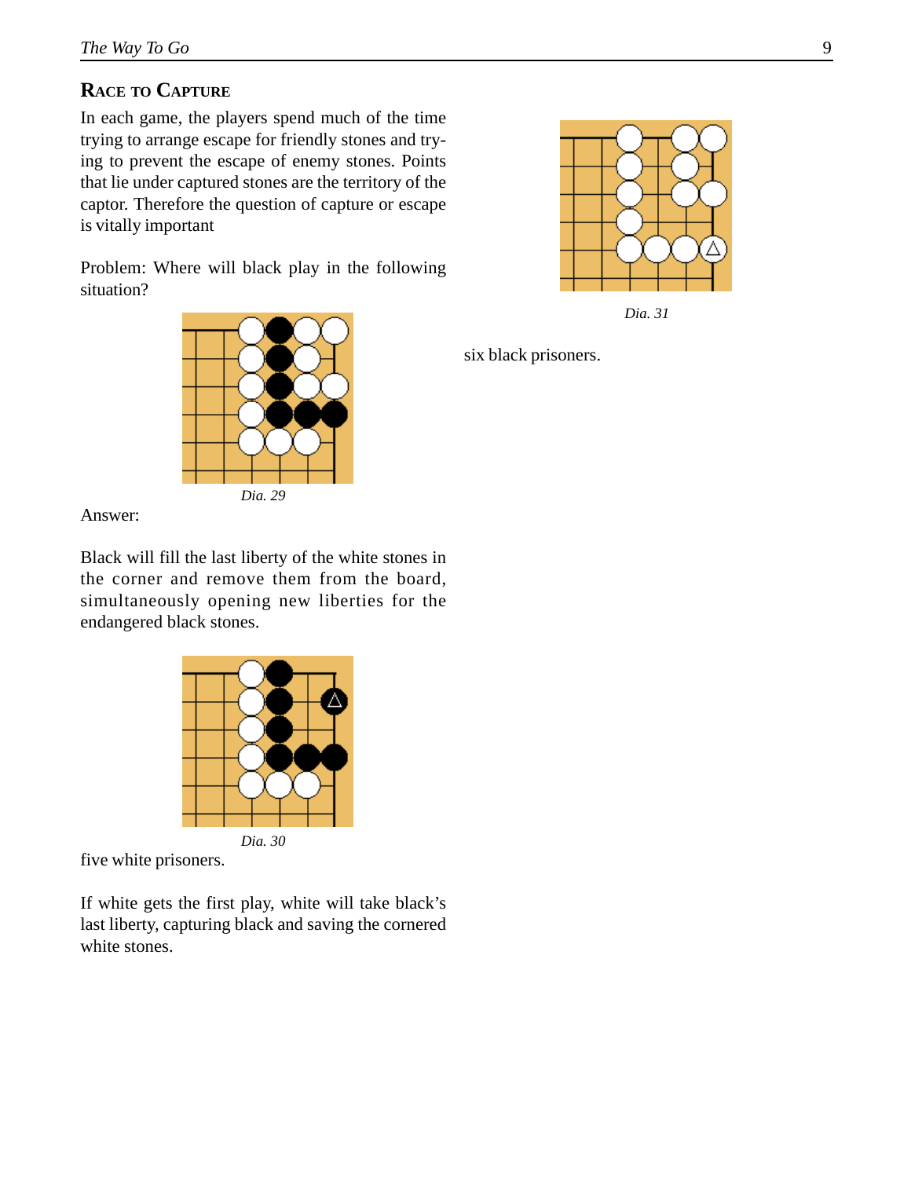## Race to Capture

In each game, the players spend much of the time trying to arrange escape for friendly stones and trying to prevent the escape of enemy stones. Points that lie under captured stones are the territory of the captor. Therefore the question of capture or escape is vitally important

Problem: Where will black play in the following situation?

*Dia. 29*

Answer:

Black will fill the last liberty of the white stones in the corner and remove them from the board, simultaneously opening new liberties for the endangered black stones.

*Dia. 30*

five white prisoners.

If white gets the first play, white will take black's last liberty, capturing black and saving the cornered white stones.

*Dia. 31*

six black prisoners.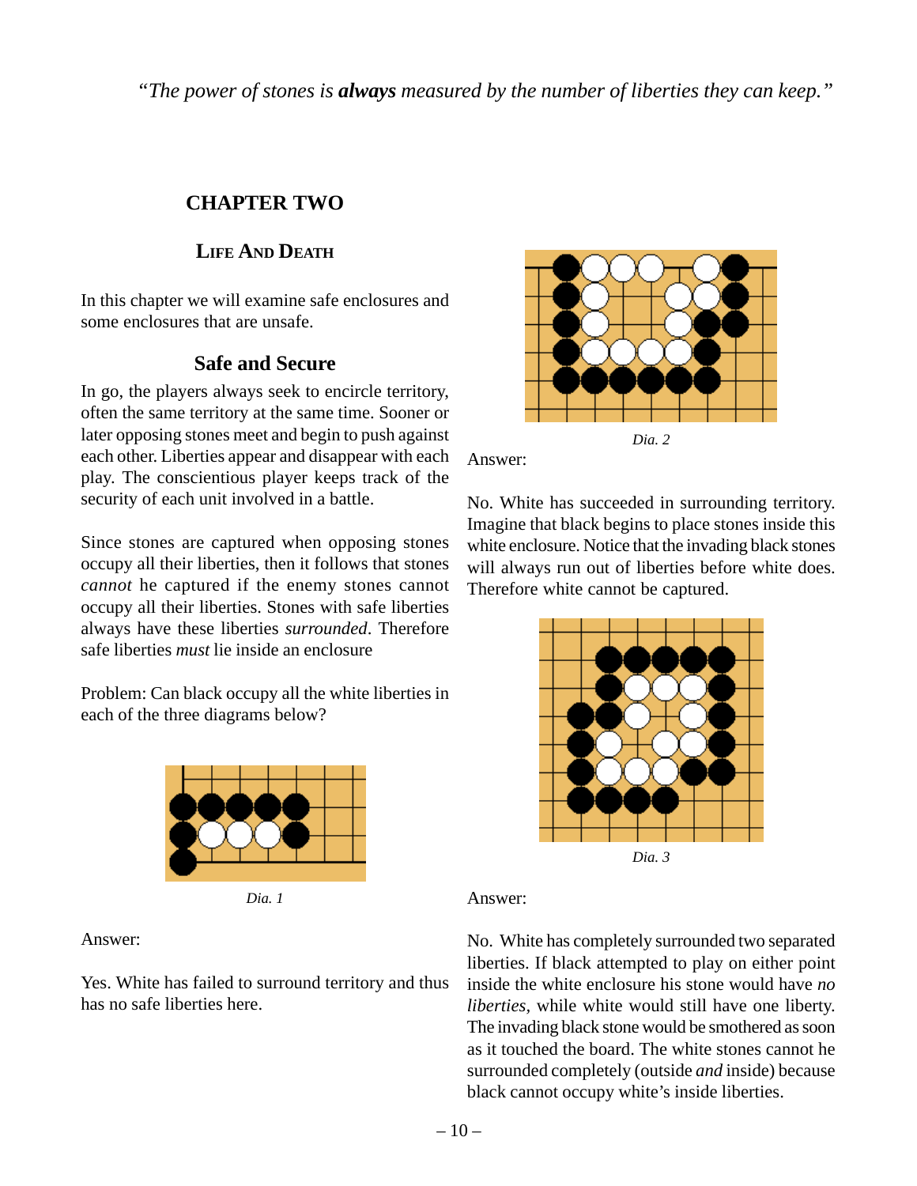*"The power of stones is **always** measured by the number of liberties they can keep."*

## CHAPTER TWO

### Life And Death

In this chapter we will examine safe enclosures and some enclosures that are unsafe.

### Safe and Secure

In go, the players always seek to encircle territory, often the same territory at the same time. Sooner or later opposing stones meet and begin to push against each other. Liberties appear and disappear with each play. The conscientious player keeps track of the security of each unit involved in a battle.

Since stones are captured when opposing stones occupy all their liberties, then it follows that stones *cannot* he captured if the enemy stones cannot occupy all their liberties. Stones with safe liberties always have these liberties *surrounded*. Therefore safe liberties *must* lie inside an enclosure

Problem: Can black occupy all the white liberties in each of the three diagrams below?

*Dia. 1*

Answer:

Yes. White has failed to surround territory and thus has no safe liberties here.

*Dia. 2*

Answer:

No. White has succeeded in surrounding territory. Imagine that black begins to place stones inside this white enclosure. Notice that the invading black stones will always run out of liberties before white does. Therefore white cannot be captured.

*Dia. 3*

Answer:

No. White has completely surrounded two separated liberties. If black attempted to play on either point inside the white enclosure his stone would have *no liberties*, while white would still have one liberty. The invading black stone would be smothered as soon as it touched the board. The white stones cannot he surrounded completely (outside *and* inside) because black cannot occupy white's inside liberties.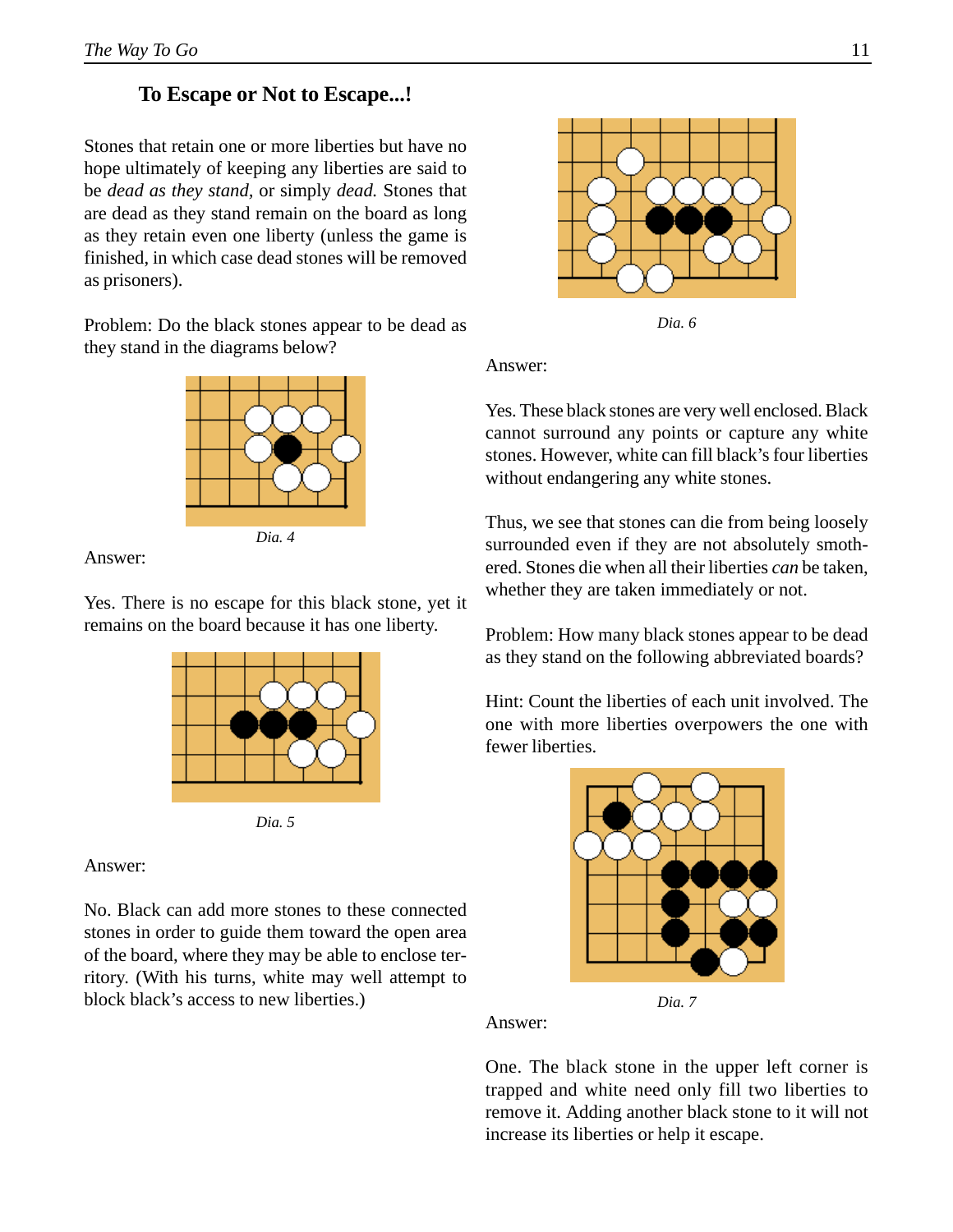## To Escape or Not to Escape...!

Stones that retain one or more liberties but have no hope ultimately of keeping any liberties are said to be *dead as they stand*, or simply *dead.* Stones that are dead as they stand remain on the board as long as they retain even one liberty (unless the game is finished, in which case dead stones will be removed as prisoners).

Problem: Do the black stones appear to be dead as they stand in the diagrams below?

*Dia. 4*

Answer:

Yes. There is no escape for this black stone, yet it remains on the board because it has one liberty.

*Dia. 5*

Answer:

No. Black can add more stones to these connected stones in order to guide them toward the open area of the board, where they may be able to enclose territory. (With his turns, white may well attempt to block black's access to new liberties.)

*Dia. 6*

Answer:

Yes. These black stones are very well enclosed. Black cannot surround any points or capture any white stones. However, white can fill black's four liberties without endangering any white stones.

Thus, we see that stones can die from being loosely surrounded even if they are not absolutely smothered. Stones die when all their liberties *can* be taken, whether they are taken immediately or not.

Problem: How many black stones appear to be dead as they stand on the following abbreviated boards?

Hint: Count the liberties of each unit involved. The one with more liberties overpowers the one with fewer liberties.

*Dia. 7*

Answer:

One. The black stone in the upper left corner is trapped and white need only fill two liberties to remove it. Adding another black stone to it will not increase its liberties or help it escape.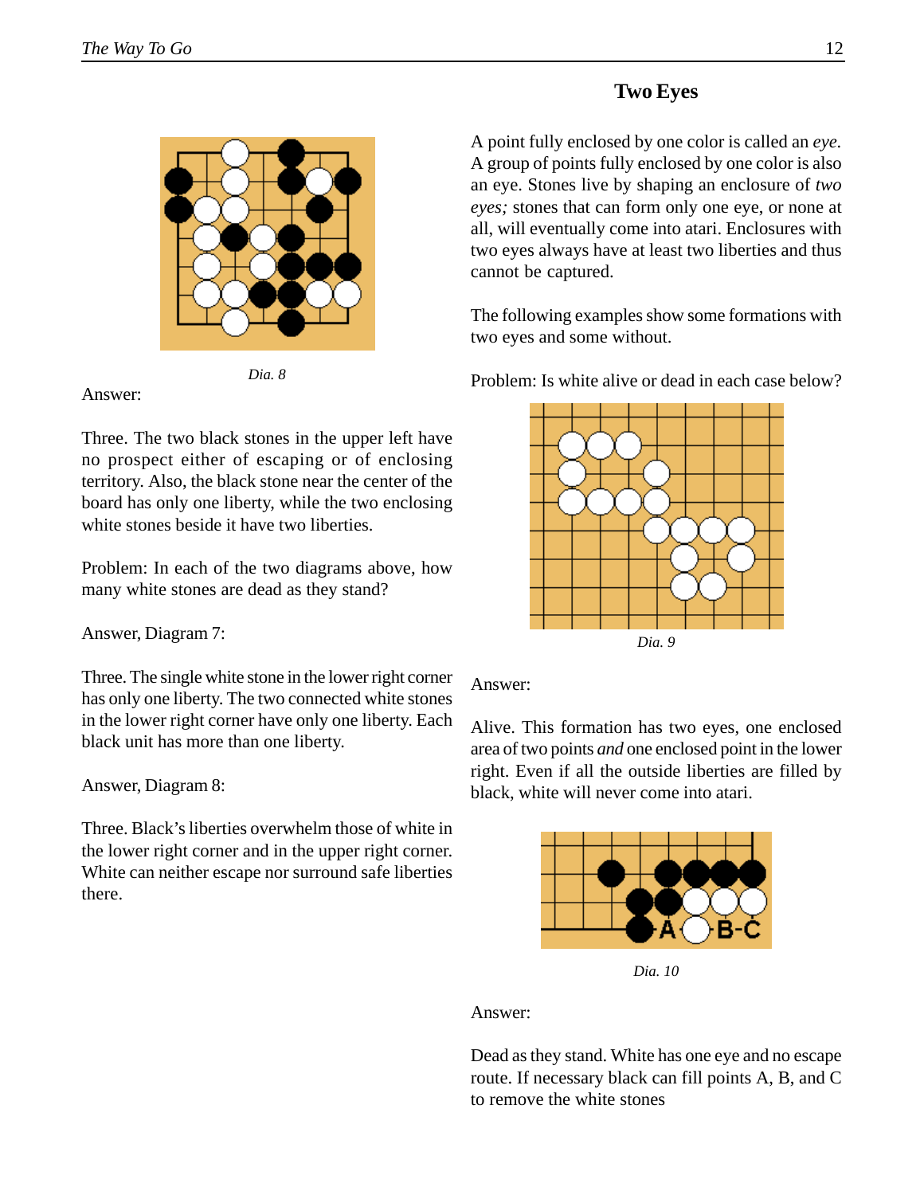*Dia. 8*

Answer:

Three. The two black stones in the upper left have no prospect either of escaping or of enclosing territory. Also, the black stone near the center of the board has only one liberty, while the two enclosing white stones beside it have two liberties.

Problem: In each of the two diagrams above, how many white stones are dead as they stand?

Answer, Diagram 7:

Three. The single white stone in the lower right corner has only one liberty. The two connected white stones in the lower right corner have only one liberty. Each black unit has more than one liberty.

Answer, Diagram 8:

Three. Black's liberties overwhelm those of white in the lower right corner and in the upper right corner. White can neither escape nor surround safe liberties there.

## Two Eyes

A point fully enclosed by one color is called an *eye.* A group of points fully enclosed by one color is also an eye. Stones live by shaping an enclosure of *two eyes;* stones that can form only one eye, or none at all, will eventually come into atari. Enclosures with two eyes always have at least two liberties and thus cannot be captured.

The following examples show some formations with two eyes and some without.

Problem: Is white alive or dead in each case below?

*Dia. 9*

Answer:

Alive. This formation has two eyes, one enclosed area of two points *and* one enclosed point in the lower right. Even if all the outside liberties are filled by black, white will never come into atari.

*Dia. 10*

Answer:

Dead as they stand. White has one eye and no escape route. If necessary black can fill points A, B, and C to remove the white stones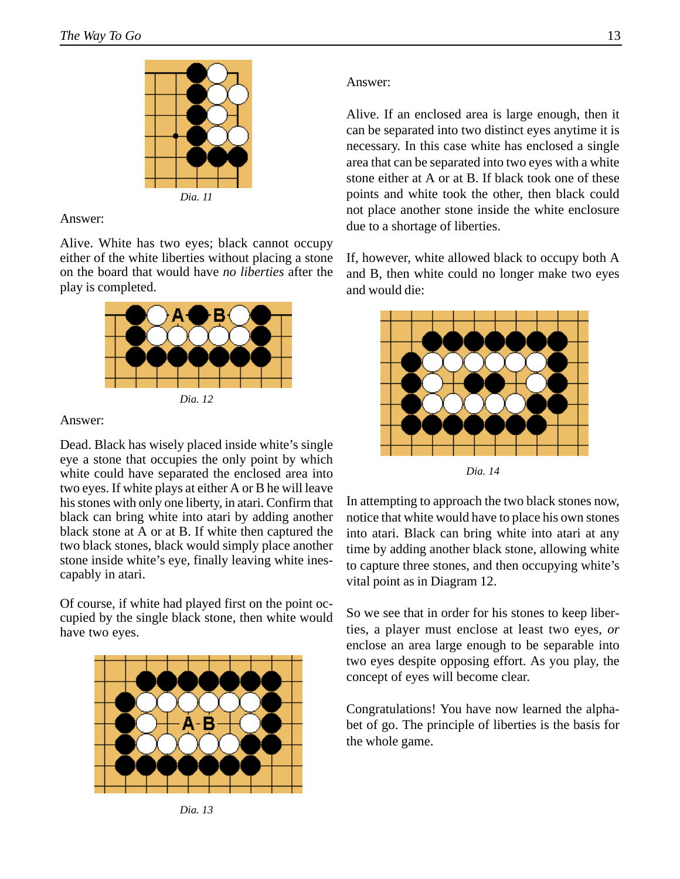Dia. 11

Answer:

Alive. White has two eyes; black cannot occupy either of the white liberties without placing a stone on the board that would have *no liberties* after the play is completed.

Dia. 12

Answer:

Dead. Black has wisely placed inside white's single eye a stone that occupies the only point by which white could have separated the enclosed area into two eyes. If white plays at either A or B he will leave his stones with only one liberty, in atari. Confirm that black can bring white into atari by adding another black stone at A or at B. If white then captured the two black stones, black would simply place another stone inside white's eye, finally leaving white inescapably in atari.

Of course, if white had played first on the point occupied by the single black stone, then white would have two eyes.

Dia. 13

Answer:

Alive. If an enclosed area is large enough, then it can be separated into two distinct eyes anytime it is necessary. In this case white has enclosed a single area that can be separated into two eyes with a white stone either at A or at B. If black took one of these points and white took the other, then black could not place another stone inside the white enclosure due to a shortage of liberties.

If, however, white allowed black to occupy both A and B, then white could no longer make two eyes and would die:

Dia. 14

In attempting to approach the two black stones now, notice that white would have to place his own stones into atari. Black can bring white into atari at any time by adding another black stone, allowing white to capture three stones, and then occupying white's vital point as in Diagram 12.

So we see that in order for his stones to keep liberties, a player must enclose at least two eyes, *or* enclose an area large enough to be separable into two eyes despite opposing effort. As you play, the concept of eyes will become clear.

Congratulations! You have now learned the alphabet of go. The principle of liberties is the basis for the whole game.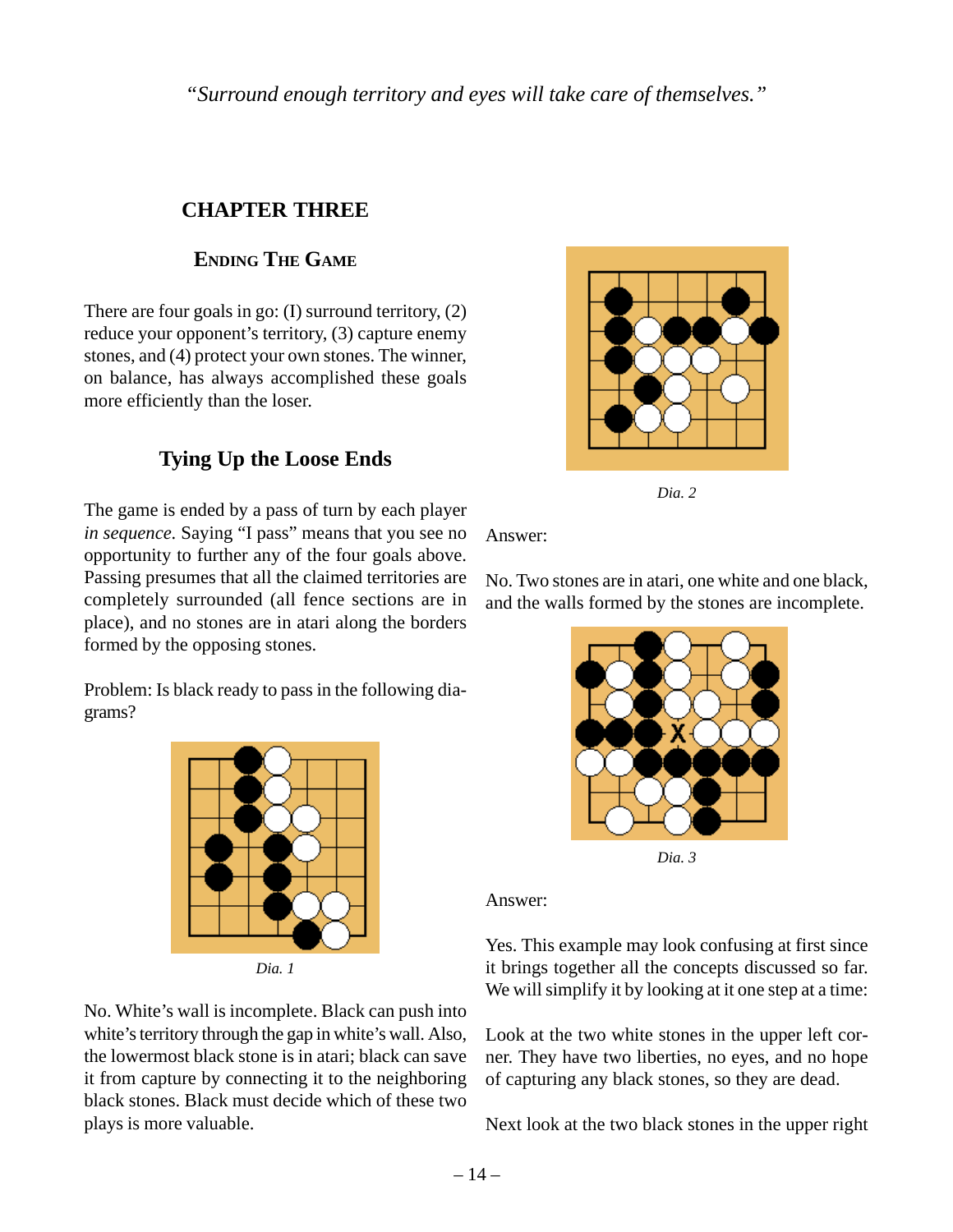*"Surround enough territory and eyes will take care of themselves."*

## CHAPTER THREE

### ENDING THE GAME

There are four goals in go: (I) surround territory, (2) reduce your opponent's territory, (3) capture enemy stones, and (4) protect your own stones. The winner, on balance, has always accomplished these goals more efficiently than the loser.

### Tying Up the Loose Ends

The game is ended by a pass of turn by each player *in sequence*. Saying "I pass" means that you see no opportunity to further any of the four goals above. Passing presumes that all the claimed territories are completely surrounded (all fence sections are in place), and no stones are in atari along the borders formed by the opposing stones.

Problem: Is black ready to pass in the following diagrams?

*Dia. 1*

No. White's wall is incomplete. Black can push into white's territory through the gap in white's wall. Also, the lowermost black stone is in atari; black can save it from capture by connecting it to the neighboring black stones. Black must decide which of these two plays is more valuable.

*Dia. 2*

Answer:

No. Two stones are in atari, one white and one black, and the walls formed by the stones are incomplete.

*Dia. 3*

Answer:

Yes. This example may look confusing at first since it brings together all the concepts discussed so far. We will simplify it by looking at it one step at a time:

Look at the two white stones in the upper left corner. They have two liberties, no eyes, and no hope of capturing any black stones, so they are dead.

Next look at the two black stones in the upper right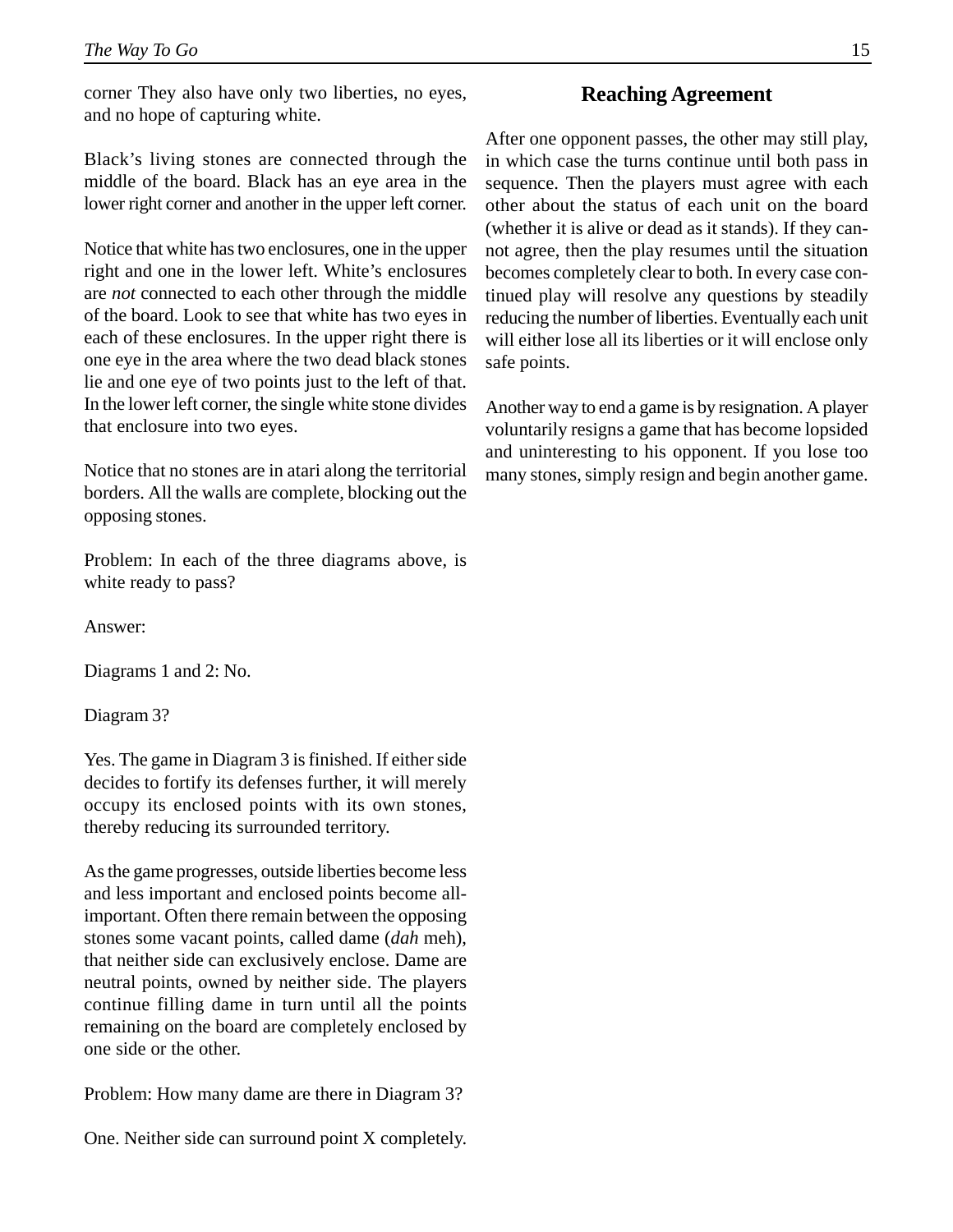corner They also have only two liberties, no eyes, and no hope of capturing white.

Black's living stones are connected through the middle of the board. Black has an eye area in the lower right corner and another in the upper left corner.

Notice that white has two enclosures, one in the upper right and one in the lower left. White's enclosures are *not* connected to each other through the middle of the board. Look to see that white has two eyes in each of these enclosures. In the upper right there is one eye in the area where the two dead black stones lie and one eye of two points just to the left of that. In the lower left corner, the single white stone divides that enclosure into two eyes.

Notice that no stones are in atari along the territorial borders. All the walls are complete, blocking out the opposing stones.

Problem: In each of the three diagrams above, is white ready to pass?

Answer:

Diagrams 1 and 2: No.

Diagram 3?

Yes. The game in Diagram 3 is finished. If either side decides to fortify its defenses further, it will merely occupy its enclosed points with its own stones, thereby reducing its surrounded territory.

As the game progresses, outside liberties become less and less important and enclosed points become all-important. Often there remain between the opposing stones some vacant points, called dame (*dah* meh), that neither side can exclusively enclose. Dame are neutral points, owned by neither side. The players continue filling dame in turn until all the points remaining on the board are completely enclosed by one side or the other.

Problem: How many dame are there in Diagram 3?

One. Neither side can surround point X completely.

## Reaching Agreement

After one opponent passes, the other may still play, in which case the turns continue until both pass in sequence. Then the players must agree with each other about the status of each unit on the board (whether it is alive or dead as it stands). If they cannot agree, then the play resumes until the situation becomes completely clear to both. In every case continued play will resolve any questions by steadily reducing the number of liberties. Eventually each unit will either lose all its liberties or it will enclose only safe points.

Another way to end a game is by resignation. A player voluntarily resigns a game that has become lopsided and uninteresting to his opponent. If you lose too many stones, simply resign and begin another game.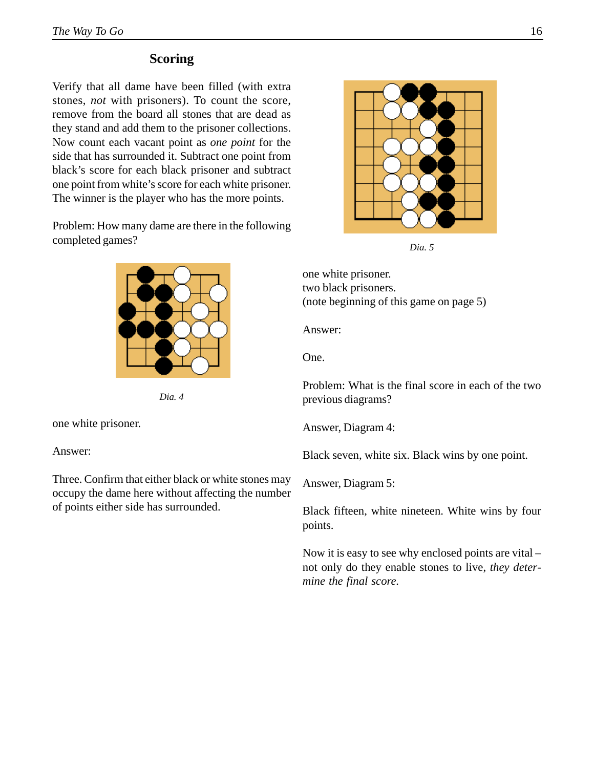## Scoring

Verify that all dame have been filled (with extra stones, *not* with prisoners). To count the score, remove from the board all stones that are dead as they stand and add them to the prisoner collections. Now count each vacant point as *one point* for the side that has surrounded it. Subtract one point from black's score for each black prisoner and subtract one point from white's score for each white prisoner. The winner is the player who has the more points.

Problem: How many dame are there in the following completed games?

*Dia. 4*

one white prisoner.

Answer:

Three. Confirm that either black or white stones may occupy the dame here without affecting the number of points either side has surrounded.

*Dia. 5*

one white prisoner.
two black prisoners.
(note beginning of this game on page 5)

Answer:

One.

Problem: What is the final score in each of the two previous diagrams?

Answer, Diagram 4:

Black seven, white six. Black wins by one point.

Answer, Diagram 5:

Black fifteen, white nineteen. White wins by four points.

Now it is easy to see why enclosed points are vital – not only do they enable stones to live, *they determine the final score.*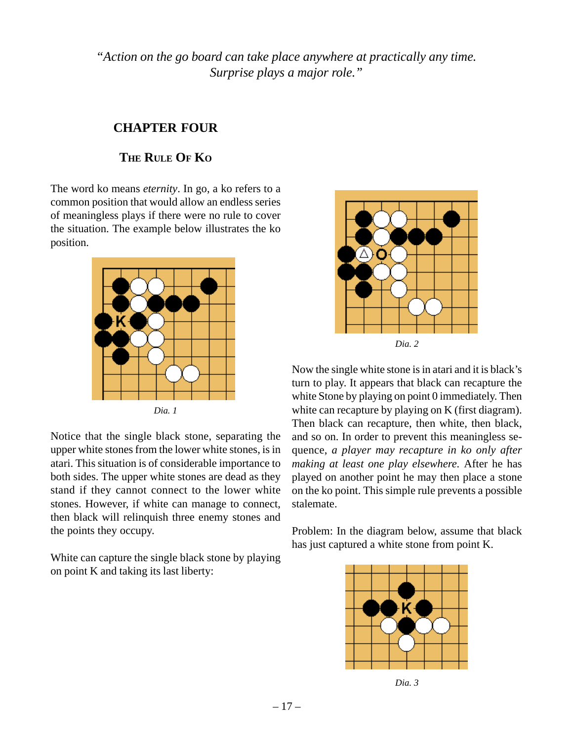*"Action on the go board can take place anywhere at practically any time. Surprise plays a major role."*

# CHAPTER FOUR

## The Rule Of Ko

The word ko means *eternity*. In go, a ko refers to a common position that would allow an endless series of meaningless plays if there were no rule to cover the situation. The example below illustrates the ko position.

*Dia. 1*

Notice that the single black stone, separating the upper white stones from the lower white stones, is in atari. This situation is of considerable importance to both sides. The upper white stones are dead as they stand if they cannot connect to the lower white stones. However, if white can manage to connect, then black will relinquish three enemy stones and the points they occupy.

White can capture the single black stone by playing on point K and taking its last liberty:

*Dia. 2*

Now the single white stone is in atari and it is black's turn to play. It appears that black can recapture the white Stone by playing on point 0 immediately. Then white can recapture by playing on K (first diagram). Then black can recapture, then white, then black, and so on. In order to prevent this meaningless sequence, *a player may recapture in ko only after making at least one play elsewhere.* After he has played on another point he may then place a stone on the ko point. This simple rule prevents a possible stalemate.

Problem: In the diagram below, assume that black has just captured a white stone from point K.

*Dia. 3*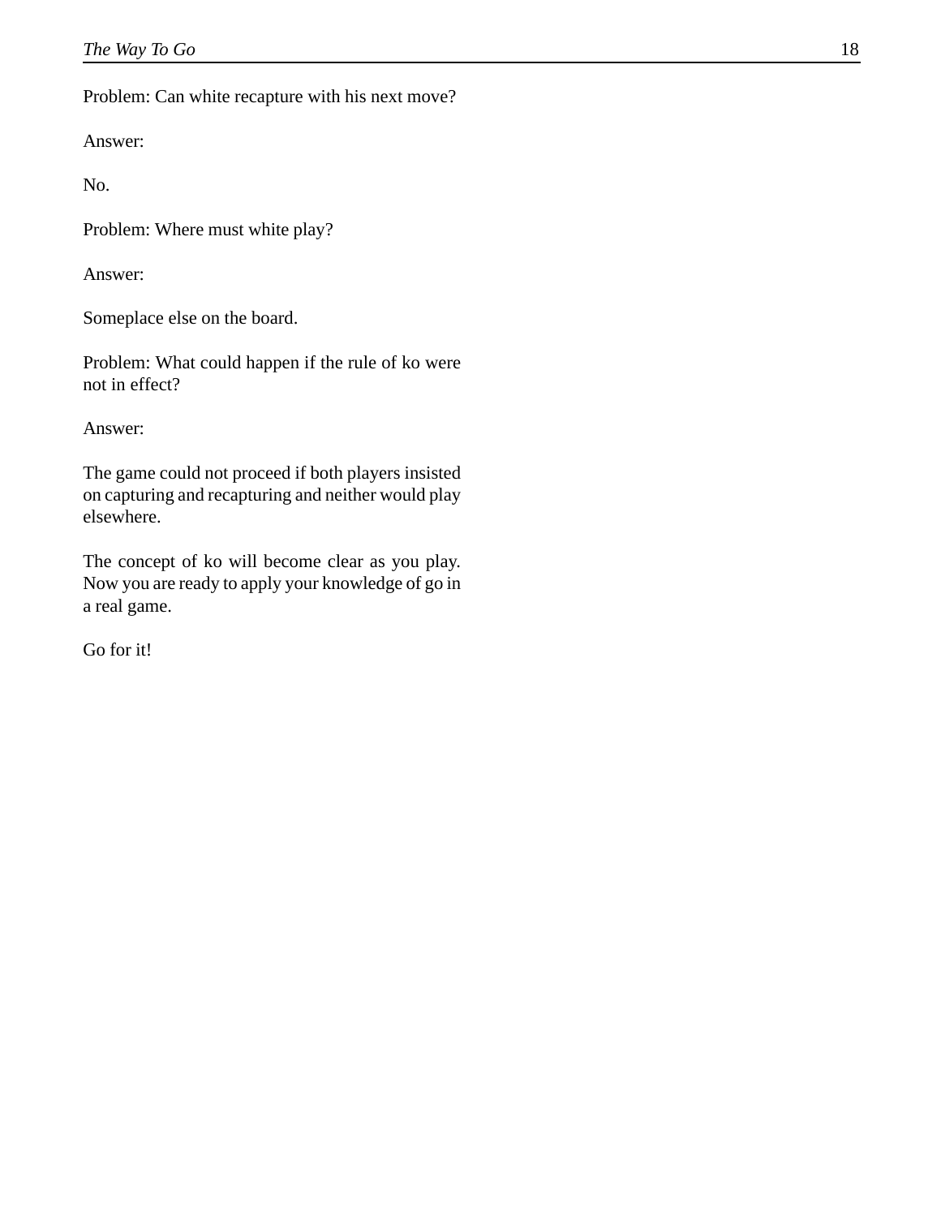Problem: Can white recapture with his next move?

Answer:

No.

Problem: Where must white play?

Answer:

Someplace else on the board.

Problem: What could happen if the rule of ko were not in effect?

Answer:

The game could not proceed if both players insisted on capturing and recapturing and neither would play elsewhere.

The concept of ko will become clear as you play. Now you are ready to apply your knowledge of go in a real game.

Go for it!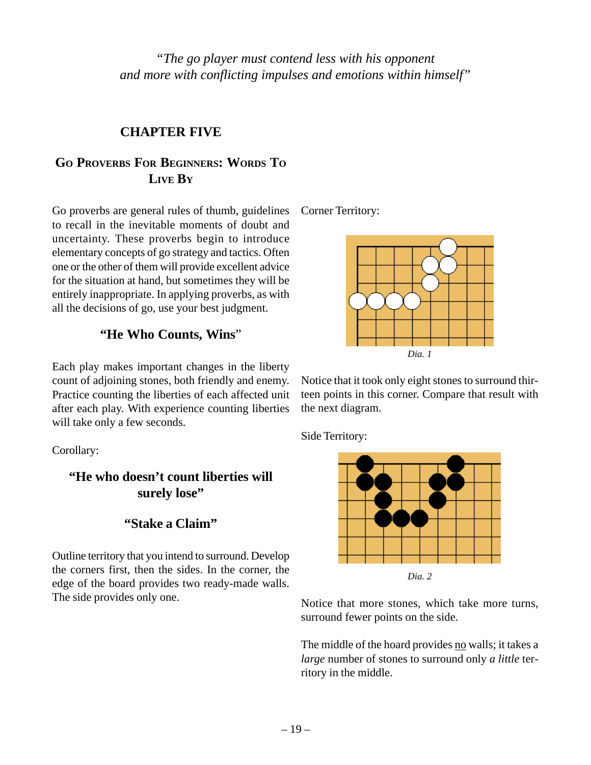*"The go player must contend less with his opponent and more with conflicting impulses and emotions within himself"*

# CHAPTER FIVE

## Go Proverbs For Beginners: Words To Live By

Go proverbs are general rules of thumb, guidelines to recall in the inevitable moments of doubt and uncertainty. These proverbs begin to introduce elementary concepts of go strategy and tactics. Often one or the other of them will provide excellent advice for the situation at hand, but sometimes they will be entirely inappropriate. In applying proverbs, as with all the decisions of go, use your best judgment.

### "He Who Counts, Wins"

Each play makes important changes in the liberty count of adjoining stones, both friendly and enemy. Practice counting the liberties of each affected unit after each play. With experience counting liberties will take only a few seconds.

Corollary:

### "He who doesn't count liberties will surely lose"

### "Stake a Claim"

Outline territory that you intend to surround. Develop the corners first, then the sides. In the corner, the edge of the board provides two ready-made walls. The side provides only one.

Corner Territory:

*Dia. 1*

Notice that it took only eight stones to surround thirteen points in this corner. Compare that result with the next diagram.

Side Territory:

*Dia. 2*

Notice that more stones, which take more turns, surround fewer points on the side.

The middle of the hoard provides no walls; it takes a *large* number of stones to surround only *a little* territory in the middle.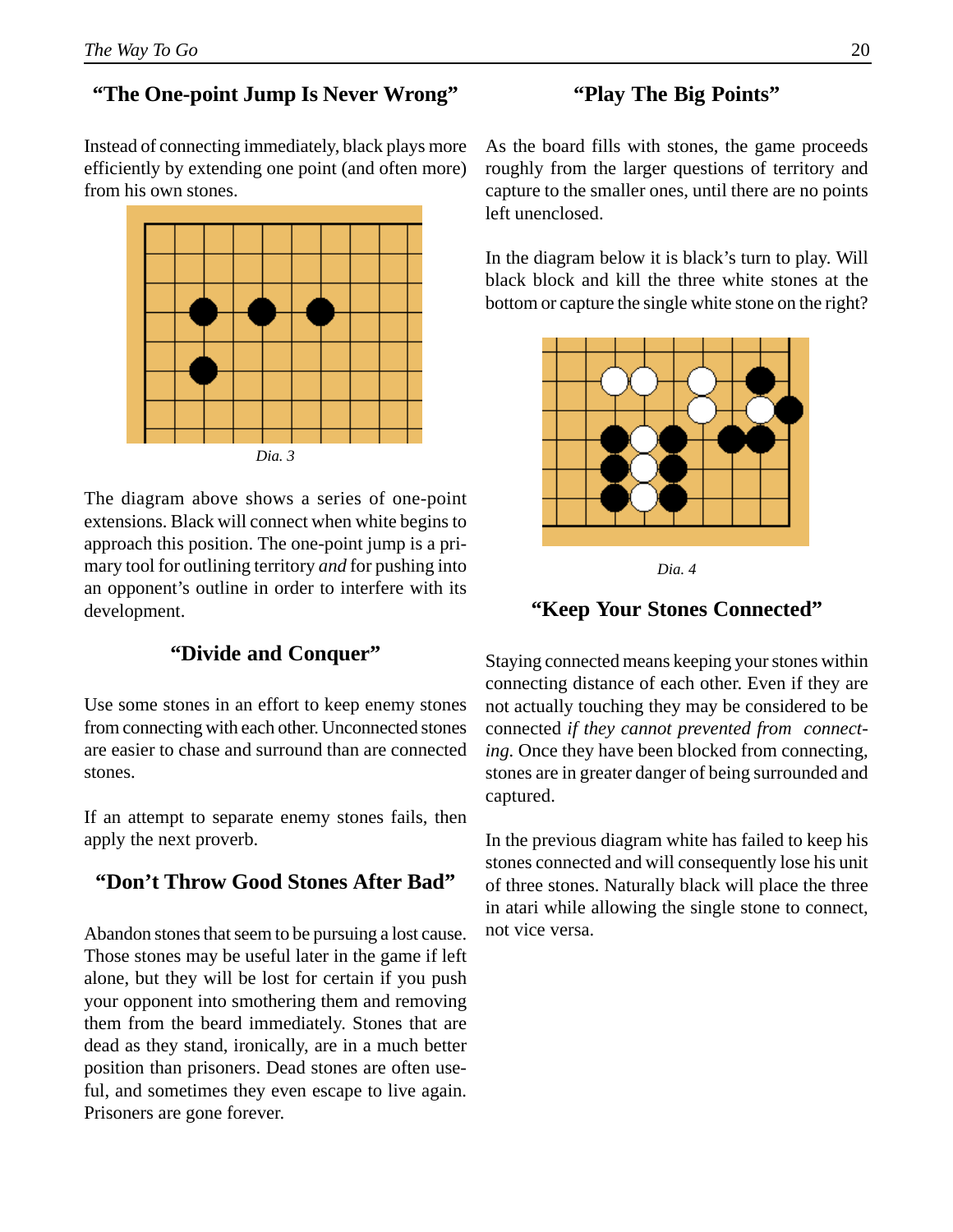## "The One-point Jump Is Never Wrong"

Instead of connecting immediately, black plays more efficiently by extending one point (and often more) from his own stones.

*Dia. 3*

The diagram above shows a series of one-point extensions. Black will connect when white begins to approach this position. The one-point jump is a primary tool for outlining territory *and* for pushing into an opponent's outline in order to interfere with its development.

## "Divide and Conquer"

Use some stones in an effort to keep enemy stones from connecting with each other. Unconnected stones are easier to chase and surround than are connected stones.

If an attempt to separate enemy stones fails, then apply the next proverb.

## "Don't Throw Good Stones After Bad"

Abandon stones that seem to be pursuing a lost cause. Those stones may be useful later in the game if left alone, but they will be lost for certain if you push your opponent into smothering them and removing them from the beard immediately. Stones that are dead as they stand, ironically, are in a much better position than prisoners. Dead stones are often useful, and sometimes they even escape to live again. Prisoners are gone forever.

## "Play The Big Points"

As the board fills with stones, the game proceeds roughly from the larger questions of territory and capture to the smaller ones, until there are no points left unenclosed.

In the diagram below it is black's turn to play. Will black block and kill the three white stones at the bottom or capture the single white stone on the right?

*Dia. 4*

## "Keep Your Stones Connected"

Staying connected means keeping your stones within connecting distance of each other. Even if they are not actually touching they may be considered to be connected *if they cannot prevented from connecting.* Once they have been blocked from connecting, stones are in greater danger of being surrounded and captured.

In the previous diagram white has failed to keep his stones connected and will consequently lose his unit of three stones. Naturally black will place the three in atari while allowing the single stone to connect, not vice versa.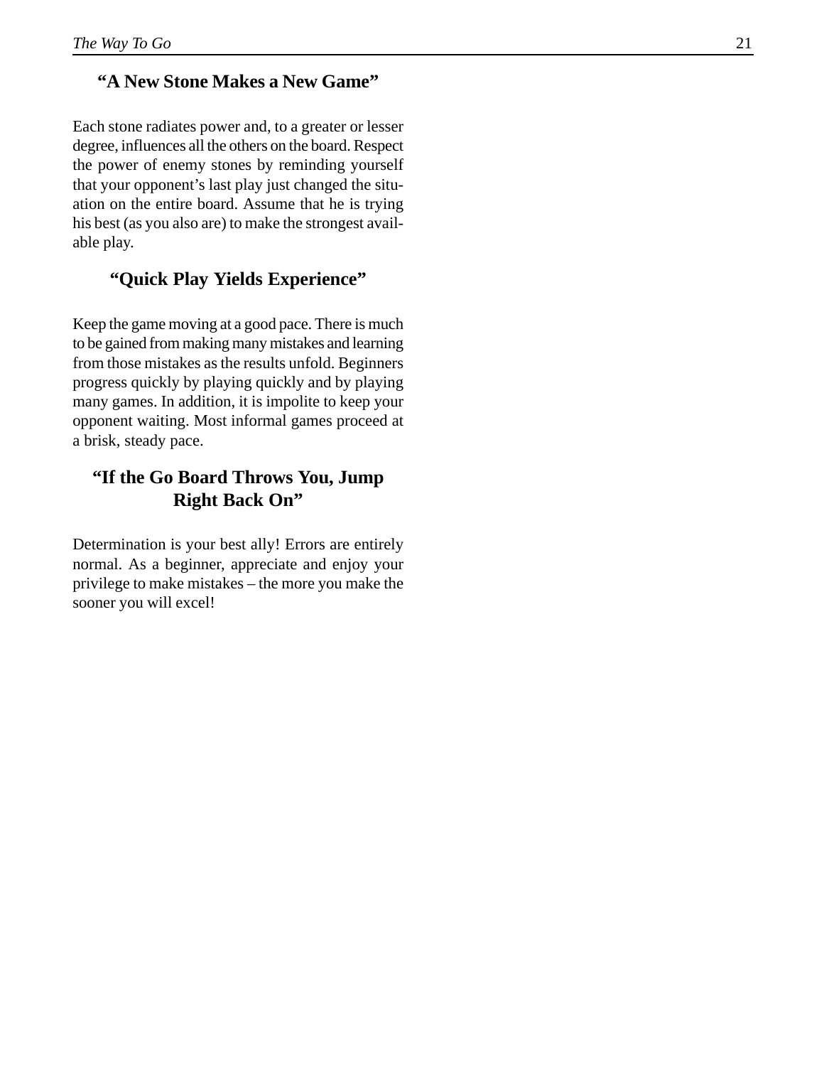## "A New Stone Makes a New Game"

Each stone radiates power and, to a greater or lesser degree, influences all the others on the board. Respect the power of enemy stones by reminding yourself that your opponent's last play just changed the situation on the entire board. Assume that he is trying his best (as you also are) to make the strongest available play.

## "Quick Play Yields Experience"

Keep the game moving at a good pace. There is much to be gained from making many mistakes and learning from those mistakes as the results unfold. Beginners progress quickly by playing quickly and by playing many games. In addition, it is impolite to keep your opponent waiting. Most informal games proceed at a brisk, steady pace.

## "If the Go Board Throws You, Jump Right Back On"

Determination is your best ally! Errors are entirely normal. As a beginner, appreciate and enjoy your privilege to make mistakes – the more you make the sooner you will excel!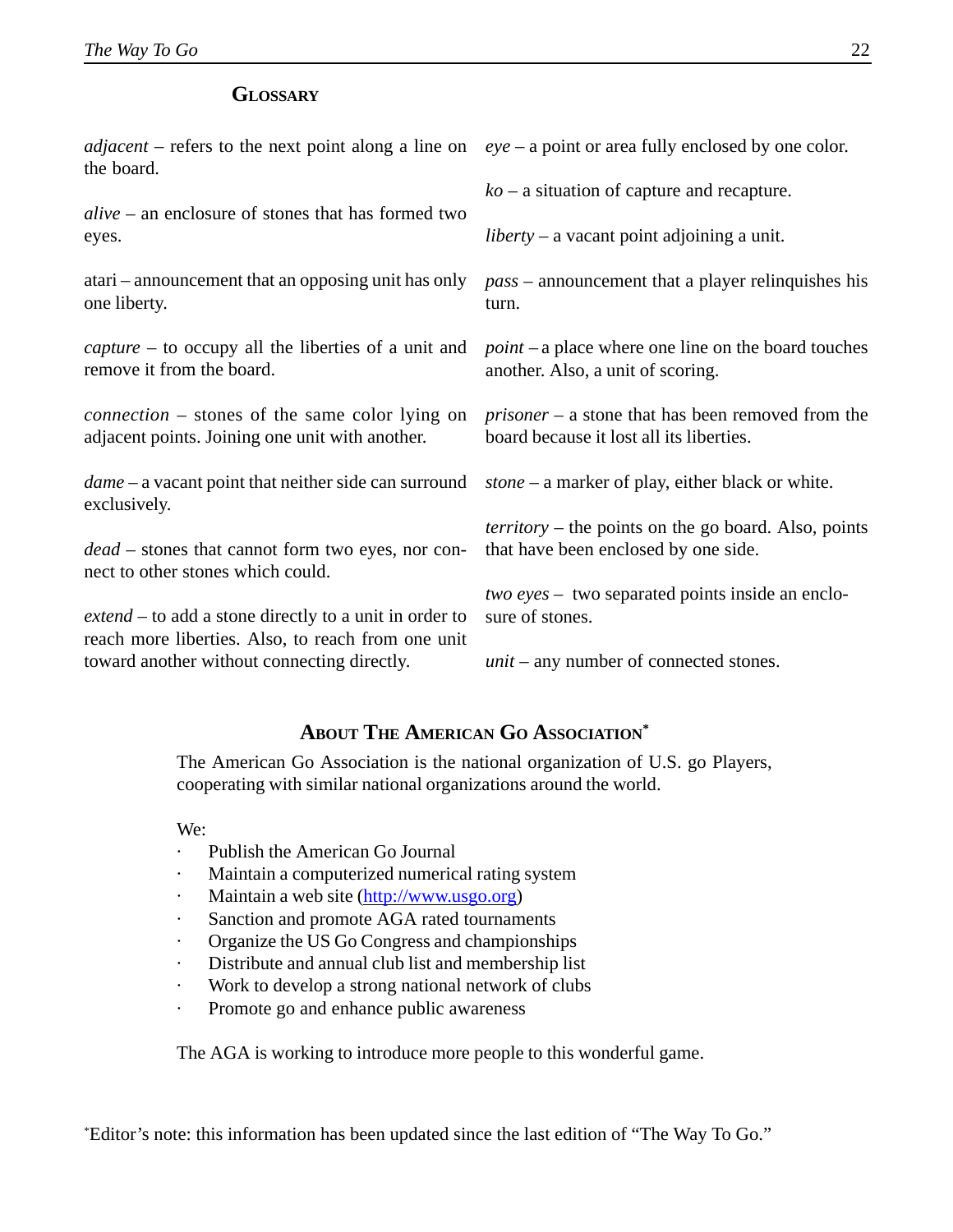## Glossary

*adjacent* – refers to the next point along a line on the board.

*alive* – an enclosure of stones that has formed two eyes.

atari – announcement that an opposing unit has only one liberty.

*capture* – to occupy all the liberties of a unit and remove it from the board.

*connection* – stones of the same color lying on adjacent points. Joining one unit with another.

*dame* – a vacant point that neither side can surround exclusively.

*dead* – stones that cannot form two eyes, nor connect to other stones which could.

*extend* – to add a stone directly to a unit in order to reach more liberties. Also, to reach from one unit toward another without connecting directly.

*eye* – a point or area fully enclosed by one color.

*ko* – a situation of capture and recapture.

*liberty* – a vacant point adjoining a unit.

*pass* – announcement that a player relinquishes his turn.

*point* – a place where one line on the board touches another. Also, a unit of scoring.

*prisoner* – a stone that has been removed from the board because it lost all its liberties.

*stone* – a marker of play, either black or white.

*territory* – the points on the go board. Also, points that have been enclosed by one side.

*two eyes* – two separated points inside an enclosure of stones.

*unit* – any number of connected stones.

## About The American Go Association*

The American Go Association is the national organization of U.S. go Players, cooperating with similar national organizations around the world.

We:

- Publish the American Go Journal
- Maintain a computerized numerical rating system
- Maintain a web site (http://www.usgo.org)
- Sanction and promote AGA rated tournaments
- Organize the US Go Congress and championships
- Distribute and annual club list and membership list
- Work to develop a strong national network of clubs
- Promote go and enhance public awareness

The AGA is working to introduce more people to this wonderful game.

*Editor's note: this information has been updated since the last edition of "The Way To Go."